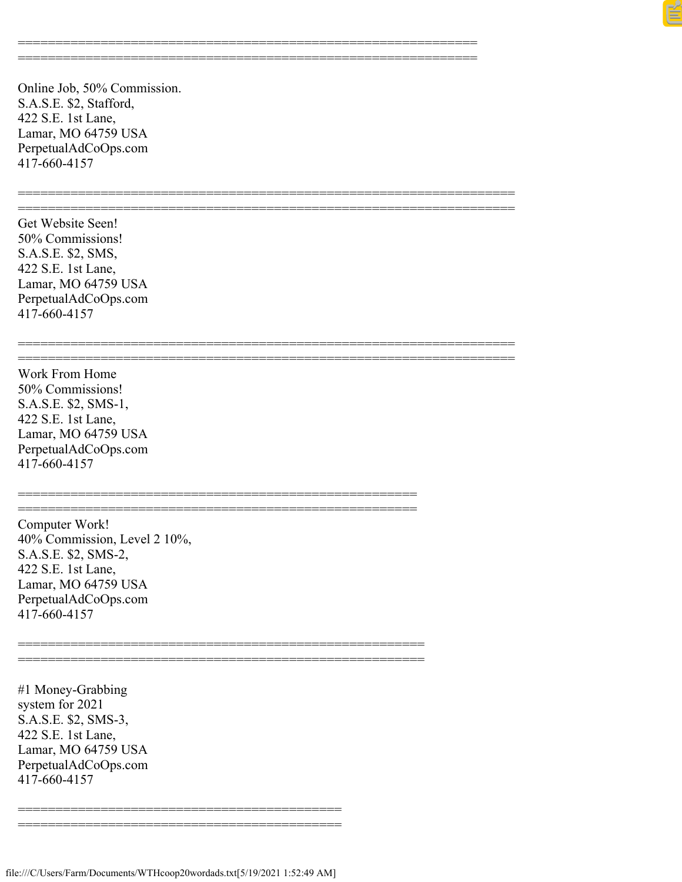==============================================================
==============================================================

Online Job, 50% Commission.
S.A.S.E. $2, Stafford,
422 S.E. 1st Lane,
Lamar, MO 64759 USA
PerpetualAdCoOps.com
417-660-4157

===================================================================
===================================================================

Get Website Seen!
50% Commissions!
S.A.S.E. $2, SMS,
422 S.E. 1st Lane,
Lamar, MO 64759 USA
PerpetualAdCoOps.com
417-660-4157

===================================================================
===================================================================

Work From Home
50% Commissions!
S.A.S.E. $2, SMS-1,
422 S.E. 1st Lane,
Lamar, MO 64759 USA
PerpetualAdCoOps.com
417-660-4157

======================================================
======================================================

Computer Work!
40% Commission, Level 2 10%,
S.A.S.E. $2, SMS-2,
422 S.E. 1st Lane,
Lamar, MO 64759 USA
PerpetualAdCoOps.com
417-660-4157

=======================================================
=======================================================

#1 Money-Grabbing
system for 2021
S.A.S.E. $2, SMS-3,
422 S.E. 1st Lane,
Lamar, MO 64759 USA
PerpetualAdCoOps.com
417-660-4157

============================================
============================================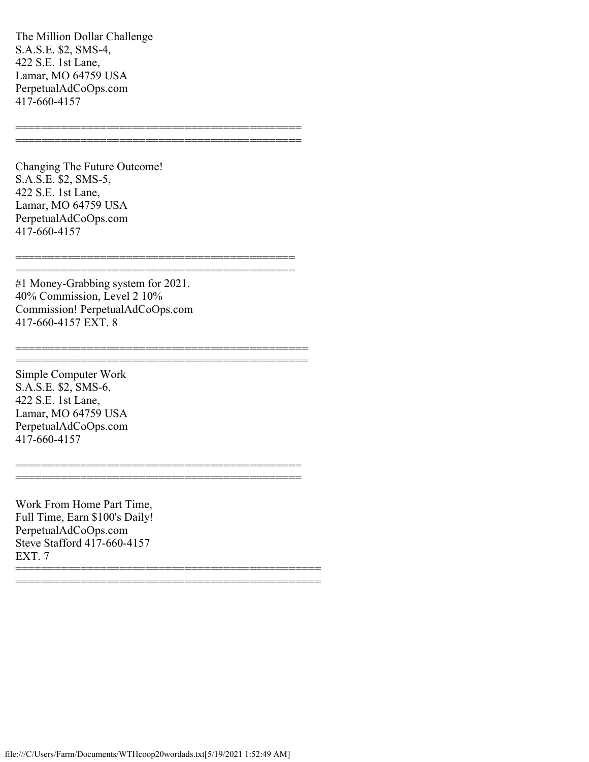The Million Dollar Challenge
S.A.S.E. $2, SMS-4,
422 S.E. 1st Lane,
Lamar, MO 64759 USA
PerpetualAdCoOps.com
417-660-4157

============================================
============================================

Changing The Future Outcome!
S.A.S.E. $2, SMS-5,
422 S.E. 1st Lane,
Lamar, MO 64759 USA
PerpetualAdCoOps.com
417-660-4157

============================================
============================================

#1 Money-Grabbing system for 2021.
40% Commission, Level 2 10%
Commission! PerpetualAdCoOps.com
417-660-4157 EXT. 8

============================================
============================================

Simple Computer Work
S.A.S.E. $2, SMS-6,
422 S.E. 1st Lane,
Lamar, MO 64759 USA
PerpetualAdCoOps.com
417-660-4157

============================================
============================================

Work From Home Part Time,
Full Time, Earn $100's Daily!
PerpetualAdCoOps.com
Steve Stafford 417-660-4157
EXT. 7

============================================
============================================